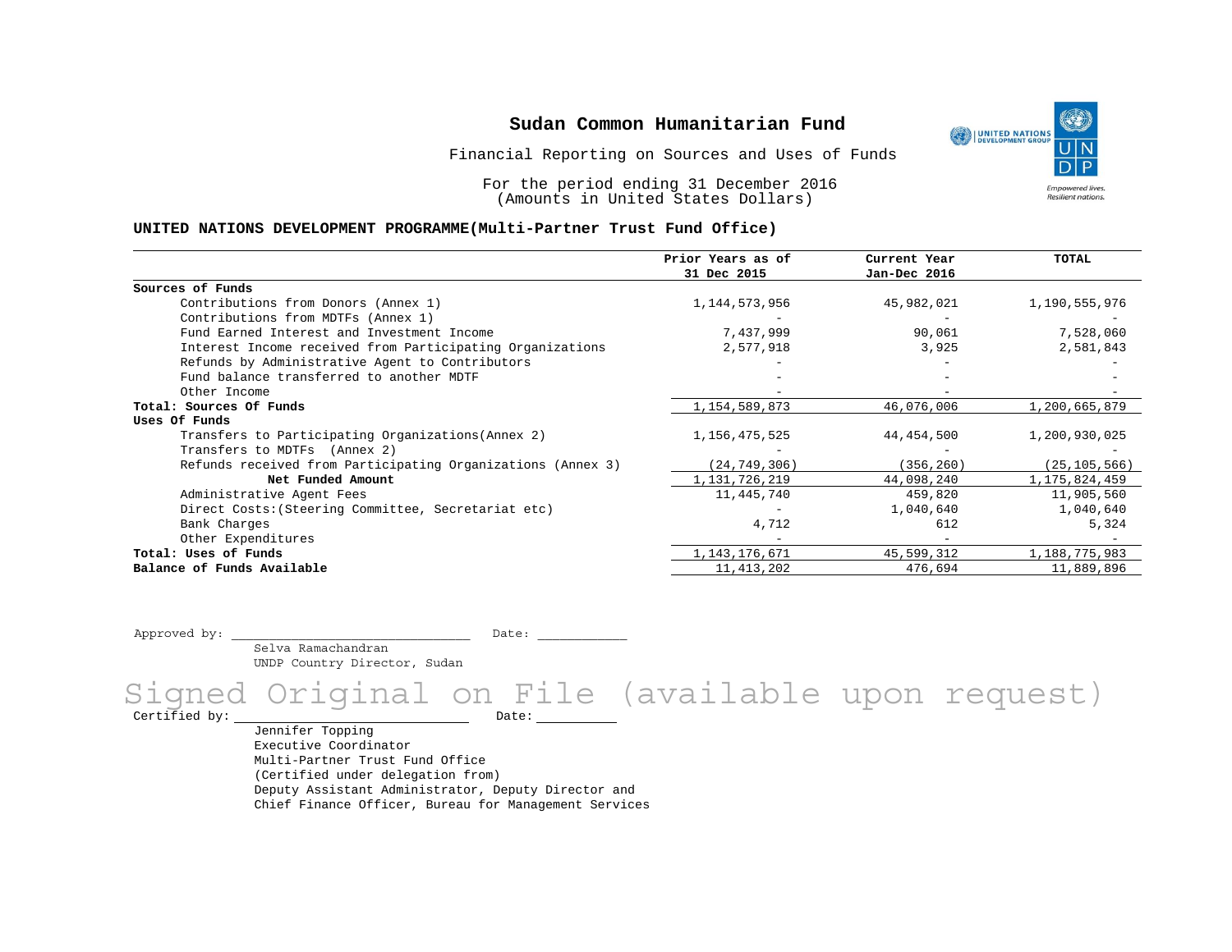# Sudan Common Humanitarian Fund

Financial Reporting on Sources and Uses of Funds

For the period ending 31 December 2016
(Amounts in United States Dollars)

**UNITED NATIONS DEVELOPMENT PROGRAMME(Multi-Partner Trust Fund Office)**

| | Prior Years as of 31 Dec 2015 | Current Year Jan-Dec 2016 | TOTAL |
|---|---|---|---|
| **Sources of Funds** | | | |
| Contributions from Donors (Annex 1) | 1,144,573,956 | 45,982,021 | 1,190,555,976 |
| Contributions from MDTFs (Annex 1) | - | - | - |
| Fund Earned Interest and Investment Income | 7,437,999 | 90,061 | 7,528,060 |
| Interest Income received from Participating Organizations | 2,577,918 | 3,925 | 2,581,843 |
| Refunds by Administrative Agent to Contributors | - | - | - |
| Fund balance transferred to another MDTF | - | - | - |
| Other Income | - | - | - |
| **Total: Sources Of Funds** | 1,154,589,873 | 46,076,006 | 1,200,665,879 |
| **Uses Of Funds** | | | |
| Transfers to Participating Organizations(Annex 2) | 1,156,475,525 | 44,454,500 | 1,200,930,025 |
| Transfers to MDTFs (Annex 2) | - | - | - |
| Refunds received from Participating Organizations (Annex 3) | (24,749,306) | (356,260) | (25,105,566) |
| **Net Funded Amount** | 1,131,726,219 | 44,098,240 | 1,175,824,459 |
| Administrative Agent Fees | 11,445,740 | 459,820 | 11,905,560 |
| Direct Costs:(Steering Committee, Secretariat etc) | - | 1,040,640 | 1,040,640 |
| Bank Charges | 4,712 | 612 | 5,324 |
| Other Expenditures | - | - | - |
| **Total: Uses of Funds** | 1,143,176,671 | 45,599,312 | 1,188,775,983 |
| **Balance of Funds Available** | 11,413,202 | 476,694 | 11,889,896 |

Approved by: ______________________________ Date: ____________

Selva Ramachandran
UNDP Country Director, Sudan

Signed Original on File (available upon request)

Certified by: ______________________________ Date: ____________

Jennifer Topping
Executive Coordinator
Multi-Partner Trust Fund Office
(Certified under delegation from)
Deputy Assistant Administrator, Deputy Director and
Chief Finance Officer, Bureau for Management Services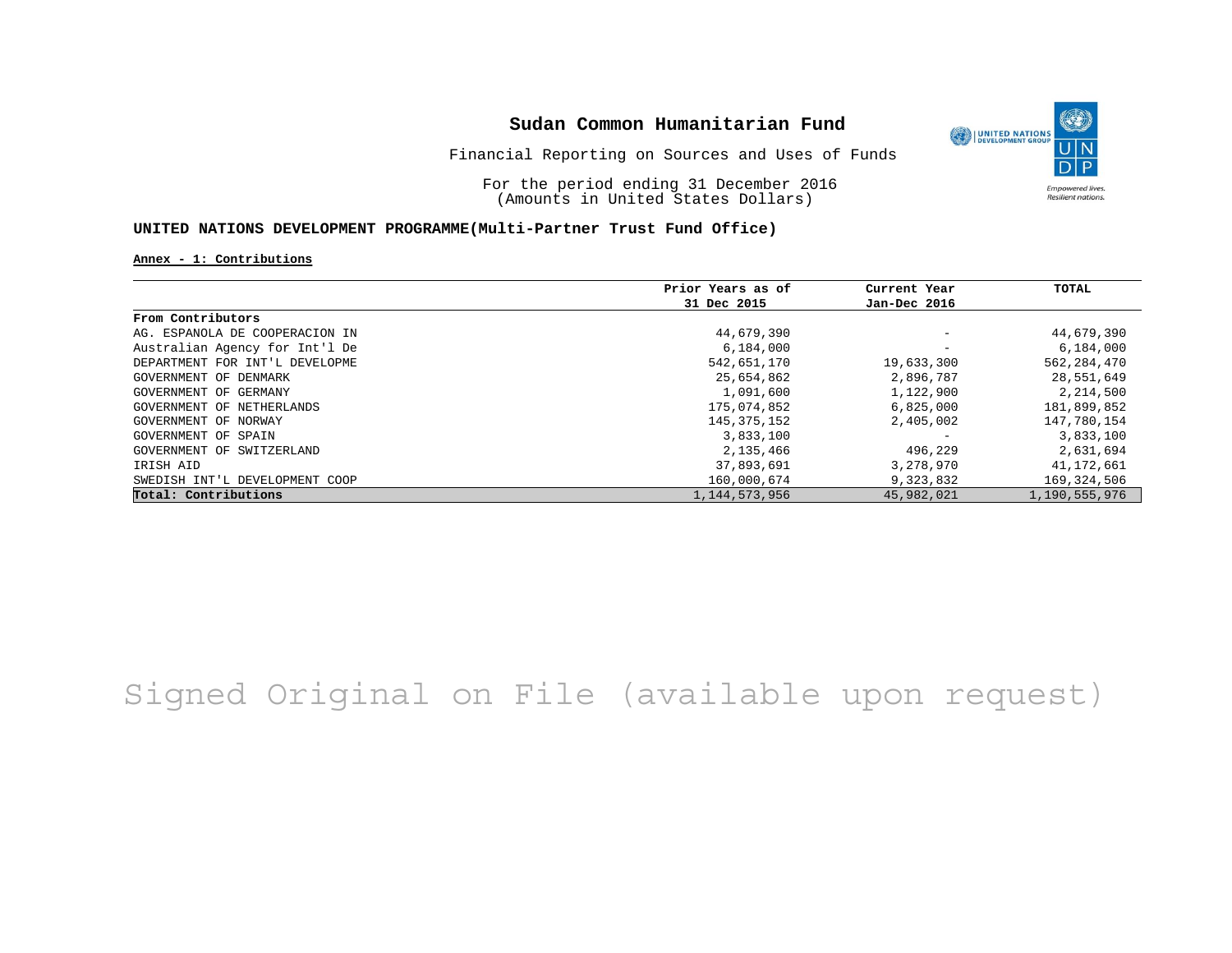# Sudan Common Humanitarian Fund

Financial Reporting on Sources and Uses of Funds

For the period ending 31 December 2016
(Amounts in United States Dollars)

## UNITED NATIONS DEVELOPMENT PROGRAMME(Multi-Partner Trust Fund Office)

**Annex - 1: Contributions**

| | Prior Years as of 31 Dec 2015 | Current Year Jan-Dec 2016 | TOTAL |
|---|---|---|---|
| **From Contributors** | | | |
| AG. ESPANOLA DE COOPERACION IN | 44,679,390 | - | 44,679,390 |
| Australian Agency for Int'l De | 6,184,000 | - | 6,184,000 |
| DEPARTMENT FOR INT'L DEVELOPME | 542,651,170 | 19,633,300 | 562,284,470 |
| GOVERNMENT OF DENMARK | 25,654,862 | 2,896,787 | 28,551,649 |
| GOVERNMENT OF GERMANY | 1,091,600 | 1,122,900 | 2,214,500 |
| GOVERNMENT OF NETHERLANDS | 175,074,852 | 6,825,000 | 181,899,852 |
| GOVERNMENT OF NORWAY | 145,375,152 | 2,405,002 | 147,780,154 |
| GOVERNMENT OF SPAIN | 3,833,100 | - | 3,833,100 |
| GOVERNMENT OF SWITZERLAND | 2,135,466 | 496,229 | 2,631,694 |
| IRISH AID | 37,893,691 | 3,278,970 | 41,172,661 |
| SWEDISH INT'L DEVELOPMENT COOP | 160,000,674 | 9,323,832 | 169,324,506 |
| **Total: Contributions** | 1,144,573,956 | 45,982,021 | 1,190,555,976 |

Signed Original on File (available upon request)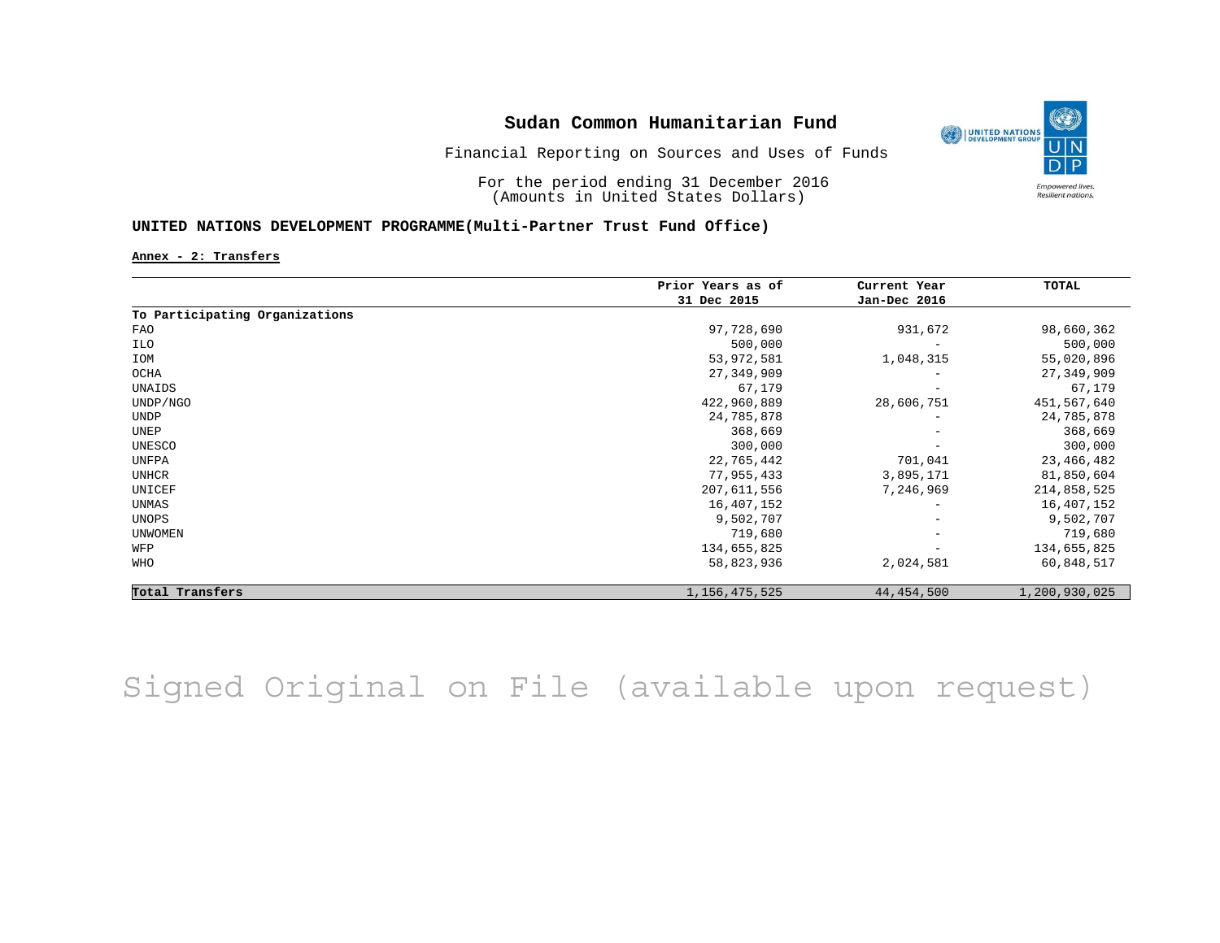**Sudan Common Humanitarian Fund**

Financial Reporting on Sources and Uses of Funds

For the period ending 31 December 2016
(Amounts in United States Dollars)

**UNITED NATIONS DEVELOPMENT PROGRAMME(Multi-Partner Trust Fund Office)**

**Annex - 2: Transfers**

| | Prior Years as of 31 Dec 2015 | Current Year Jan-Dec 2016 | TOTAL |
|---|---|---|---|
| **To Participating Organizations** | | | |
| FAO | 97,728,690 | 931,672 | 98,660,362 |
| ILO | 500,000 | - | 500,000 |
| IOM | 53,972,581 | 1,048,315 | 55,020,896 |
| OCHA | 27,349,909 | - | 27,349,909 |
| UNAIDS | 67,179 | - | 67,179 |
| UNDP/NGO | 422,960,889 | 28,606,751 | 451,567,640 |
| UNDP | 24,785,878 | - | 24,785,878 |
| UNEP | 368,669 | - | 368,669 |
| UNESCO | 300,000 | - | 300,000 |
| UNFPA | 22,765,442 | 701,041 | 23,466,482 |
| UNHCR | 77,955,433 | 3,895,171 | 81,850,604 |
| UNICEF | 207,611,556 | 7,246,969 | 214,858,525 |
| UNMAS | 16,407,152 | - | 16,407,152 |
| UNOPS | 9,502,707 | - | 9,502,707 |
| UNWOMEN | 719,680 | - | 719,680 |
| WFP | 134,655,825 | - | 134,655,825 |
| WHO | 58,823,936 | 2,024,581 | 60,848,517 |
| **Total Transfers** | 1,156,475,525 | 44,454,500 | 1,200,930,025 |

Signed Original on File (available upon request)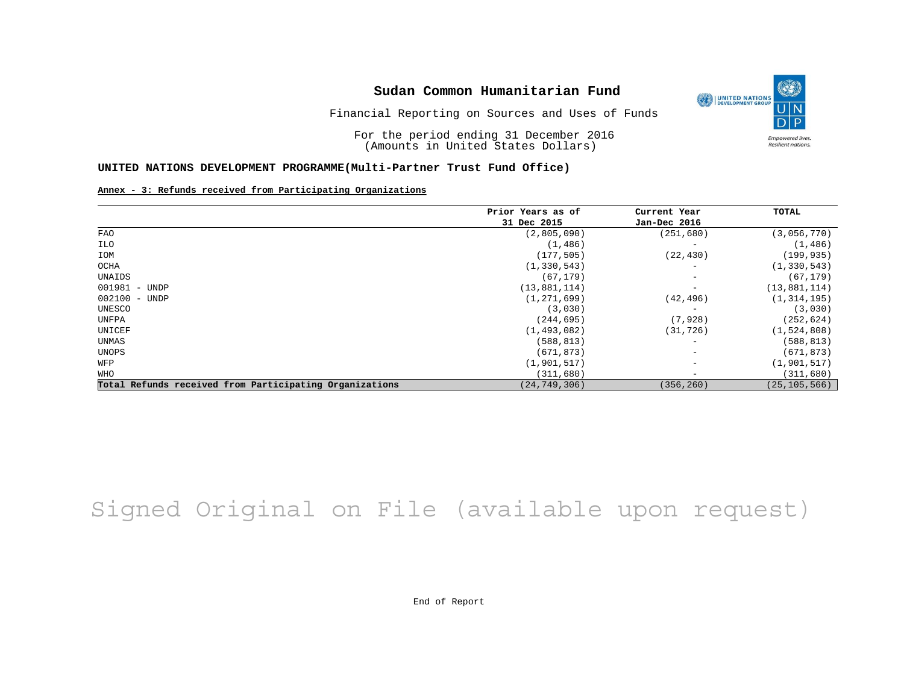# Sudan Common Humanitarian Fund

Financial Reporting on Sources and Uses of Funds

For the period ending 31 December 2016
(Amounts in United States Dollars)

**UNITED NATIONS DEVELOPMENT PROGRAMME(Multi-Partner Trust Fund Office)**

**Annex - 3: Refunds received from Participating Organizations**

| | Prior Years as of 31 Dec 2015 | Current Year Jan-Dec 2016 | TOTAL |
|---|---|---|---|
| FAO | (2,805,090) | (251,680) | (3,056,770) |
| ILO | (1,486) | - | (1,486) |
| IOM | (177,505) | (22,430) | (199,935) |
| OCHA | (1,330,543) | - | (1,330,543) |
| UNAIDS | (67,179) | - | (67,179) |
| 001981 - UNDP | (13,881,114) | - | (13,881,114) |
| 002100 - UNDP | (1,271,699) | (42,496) | (1,314,195) |
| UNESCO | (3,030) | - | (3,030) |
| UNFPA | (244,695) | (7,928) | (252,624) |
| UNICEF | (1,493,082) | (31,726) | (1,524,808) |
| UNMAS | (588,813) | - | (588,813) |
| UNOPS | (671,873) | - | (671,873) |
| WFP | (1,901,517) | - | (1,901,517) |
| WHO | (311,680) | - | (311,680) |
| **Total Refunds received from Participating Organizations** | (24,749,306) | (356,260) | (25,105,566) |

Signed Original on File (available upon request)

End of Report